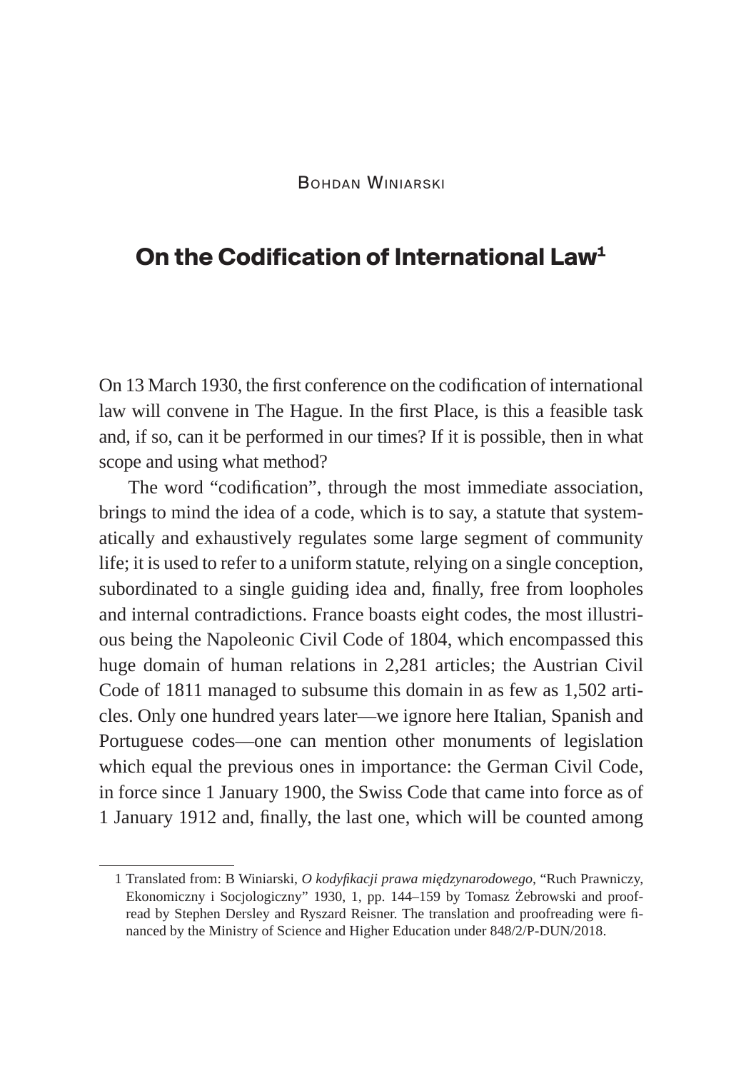Bohdan Winiarski

# On the Codification of International Law[1]

On 13 March 1930, the first conference on the codification of international law will convene in The Hague. In the first Place, is this a feasible task and, if so, can it be performed in our times? If it is possible, then in what scope and using what method?

The word "codification", through the most immediate association, brings to mind the idea of a code, which is to say, a statute that systematically and exhaustively regulates some large segment of community life; it is used to refer to a uniform statute, relying on a single conception, subordinated to a single guiding idea and, finally, free from loopholes and internal contradictions. France boasts eight codes, the most illustrious being the Napoleonic Civil Code of 1804, which encompassed this huge domain of human relations in 2,281 articles; the Austrian Civil Code of 1811 managed to subsume this domain in as few as 1,502 articles. Only one hundred years later—we ignore here Italian, Spanish and Portuguese codes—one can mention other monuments of legislation which equal the previous ones in importance: the German Civil Code, in force since 1 January 1900, the Swiss Code that came into force as of 1 January 1912 and, finally, the last one, which will be counted among

---

[1] Translated from: B Winiarski, *O kodyfikacji prawa międzynarodowego*, "Ruch Prawniczy, Ekonomiczny i Socjologiczny" 1930, 1, pp. 144–159 by Tomasz Żebrowski and proofread by Stephen Dersley and Ryszard Reisner. The translation and proofreading were financed by the Ministry of Science and Higher Education under 848/2/P-DUN/2018.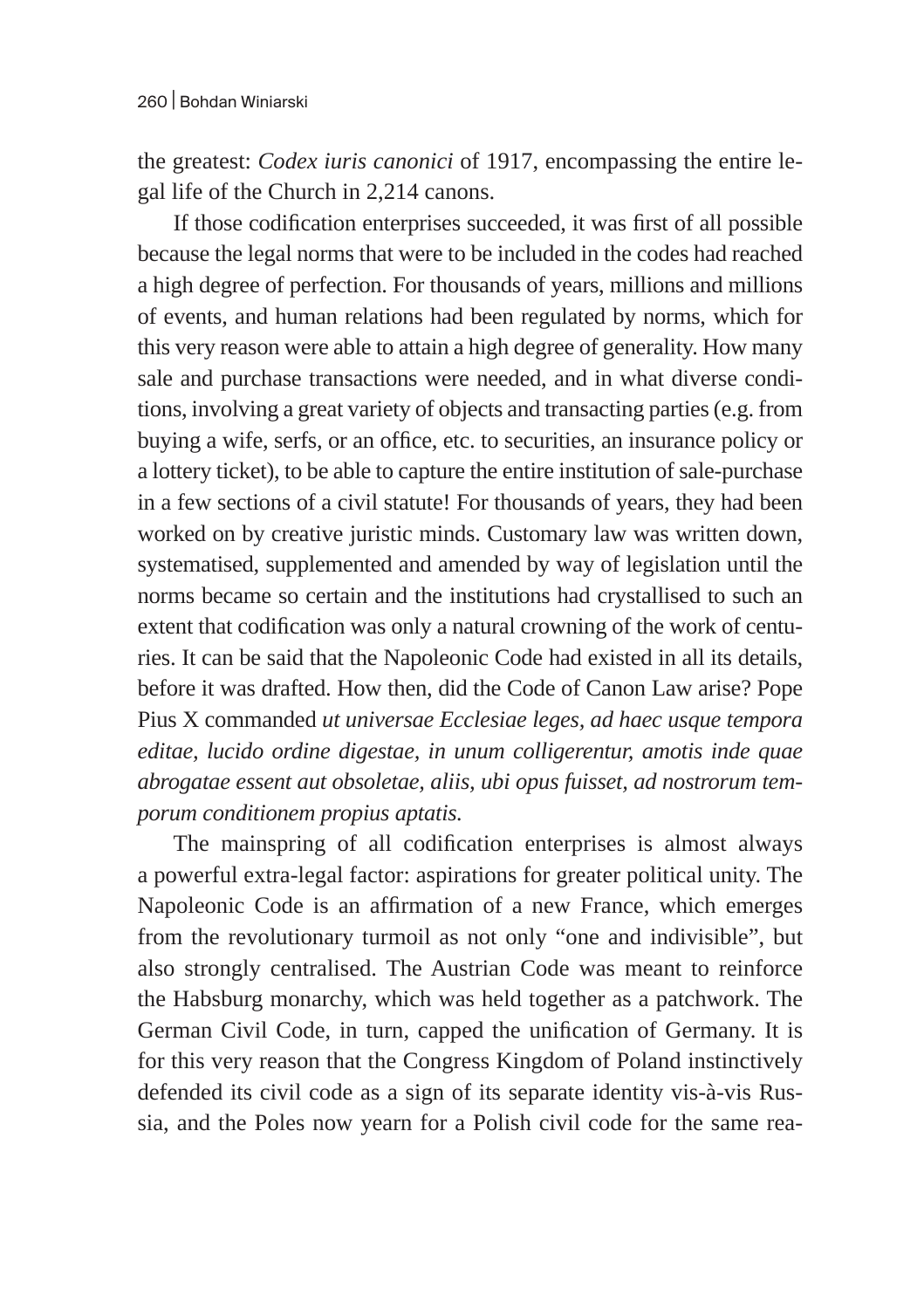the greatest: *Codex iuris canonici* of 1917, encompassing the entire legal life of the Church in 2,214 canons.

If those codification enterprises succeeded, it was first of all possible because the legal norms that were to be included in the codes had reached a high degree of perfection. For thousands of years, millions and millions of events, and human relations had been regulated by norms, which for this very reason were able to attain a high degree of generality. How many sale and purchase transactions were needed, and in what diverse conditions, involving a great variety of objects and transacting parties (e.g. from buying a wife, serfs, or an office, etc. to securities, an insurance policy or a lottery ticket), to be able to capture the entire institution of sale-purchase in a few sections of a civil statute! For thousands of years, they had been worked on by creative juristic minds. Customary law was written down, systematised, supplemented and amended by way of legislation until the norms became so certain and the institutions had crystallised to such an extent that codification was only a natural crowning of the work of centuries. It can be said that the Napoleonic Code had existed in all its details, before it was drafted. How then, did the Code of Canon Law arise? Pope Pius X commanded *ut universae Ecclesiae leges, ad haec usque tempora editae, lucido ordine digestae, in unum colligerentur, amotis inde quae abrogatae essent aut obsoletae, aliis, ubi opus fuisset, ad nostrorum temporum conditionem propius aptatis.*

The mainspring of all codification enterprises is almost always a powerful extra-legal factor: aspirations for greater political unity. The Napoleonic Code is an affirmation of a new France, which emerges from the revolutionary turmoil as not only "one and indivisible", but also strongly centralised. The Austrian Code was meant to reinforce the Habsburg monarchy, which was held together as a patchwork. The German Civil Code, in turn, capped the unification of Germany. It is for this very reason that the Congress Kingdom of Poland instinctively defended its civil code as a sign of its separate identity vis-à-vis Russia, and the Poles now yearn for a Polish civil code for the same rea-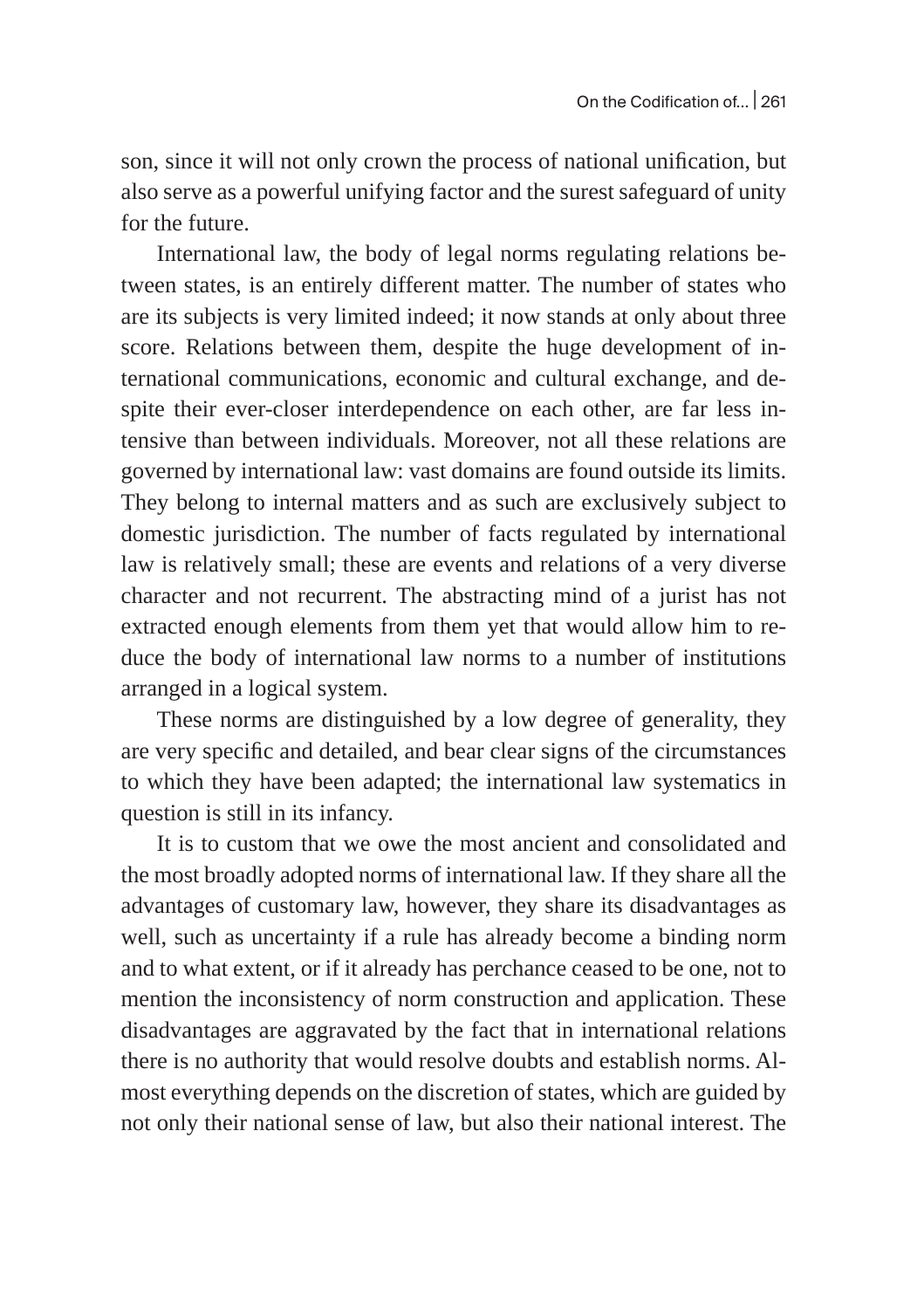son, since it will not only crown the process of national unification, but also serve as a powerful unifying factor and the surest safeguard of unity for the future.

International law, the body of legal norms regulating relations between states, is an entirely different matter. The number of states who are its subjects is very limited indeed; it now stands at only about three score. Relations between them, despite the huge development of international communications, economic and cultural exchange, and despite their ever-closer interdependence on each other, are far less intensive than between individuals. Moreover, not all these relations are governed by international law: vast domains are found outside its limits. They belong to internal matters and as such are exclusively subject to domestic jurisdiction. The number of facts regulated by international law is relatively small; these are events and relations of a very diverse character and not recurrent. The abstracting mind of a jurist has not extracted enough elements from them yet that would allow him to reduce the body of international law norms to a number of institutions arranged in a logical system.

These norms are distinguished by a low degree of generality, they are very specific and detailed, and bear clear signs of the circumstances to which they have been adapted; the international law systematics in question is still in its infancy.

It is to custom that we owe the most ancient and consolidated and the most broadly adopted norms of international law. If they share all the advantages of customary law, however, they share its disadvantages as well, such as uncertainty if a rule has already become a binding norm and to what extent, or if it already has perchance ceased to be one, not to mention the inconsistency of norm construction and application. These disadvantages are aggravated by the fact that in international relations there is no authority that would resolve doubts and establish norms. Almost everything depends on the discretion of states, which are guided by not only their national sense of law, but also their national interest. The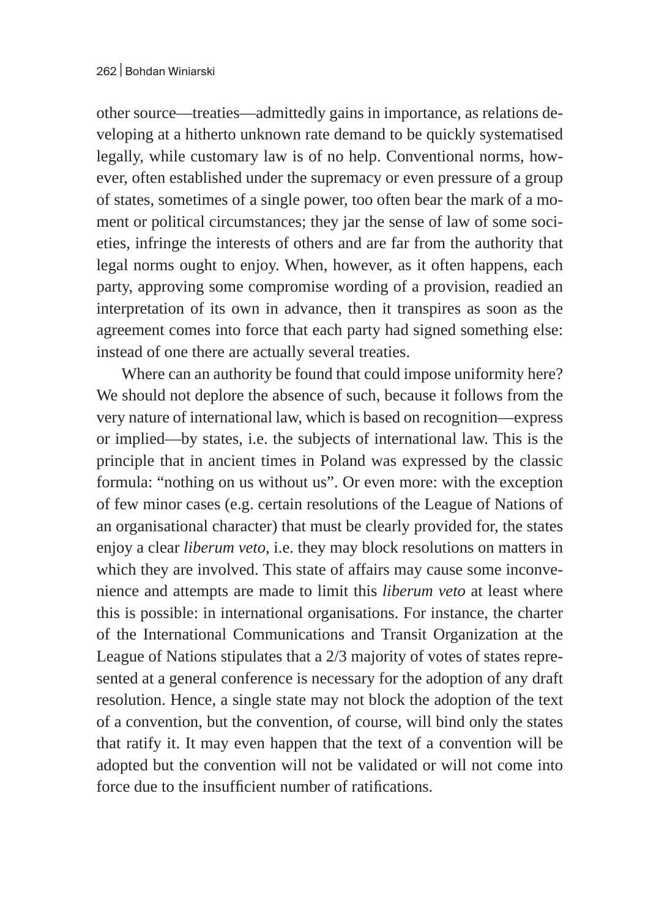other source—treaties—admittedly gains in importance, as relations developing at a hitherto unknown rate demand to be quickly systematised legally, while customary law is of no help. Conventional norms, however, often established under the supremacy or even pressure of a group of states, sometimes of a single power, too often bear the mark of a moment or political circumstances; they jar the sense of law of some societies, infringe the interests of others and are far from the authority that legal norms ought to enjoy. When, however, as it often happens, each party, approving some compromise wording of a provision, readied an interpretation of its own in advance, then it transpires as soon as the agreement comes into force that each party had signed something else: instead of one there are actually several treaties.

Where can an authority be found that could impose uniformity here? We should not deplore the absence of such, because it follows from the very nature of international law, which is based on recognition—express or implied—by states, i.e. the subjects of international law. This is the principle that in ancient times in Poland was expressed by the classic formula: "nothing on us without us". Or even more: with the exception of few minor cases (e.g. certain resolutions of the League of Nations of an organisational character) that must be clearly provided for, the states enjoy a clear *liberum veto*, i.e. they may block resolutions on matters in which they are involved. This state of affairs may cause some inconvenience and attempts are made to limit this *liberum veto* at least where this is possible: in international organisations. For instance, the charter of the International Communications and Transit Organization at the League of Nations stipulates that a 2/3 majority of votes of states represented at a general conference is necessary for the adoption of any draft resolution. Hence, a single state may not block the adoption of the text of a convention, but the convention, of course, will bind only the states that ratify it. It may even happen that the text of a convention will be adopted but the convention will not be validated or will not come into force due to the insufficient number of ratifications.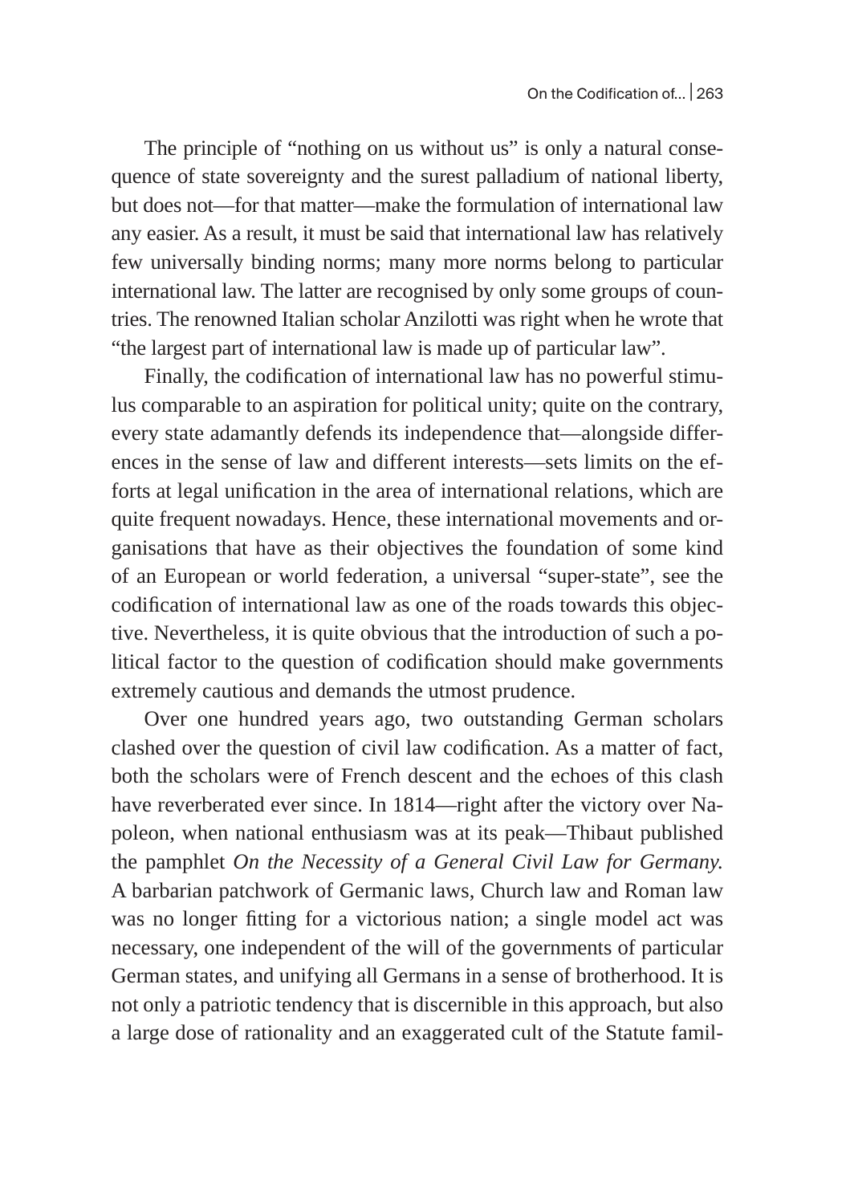The principle of "nothing on us without us" is only a natural consequence of state sovereignty and the surest palladium of national liberty, but does not—for that matter—make the formulation of international law any easier. As a result, it must be said that international law has relatively few universally binding norms; many more norms belong to particular international law. The latter are recognised by only some groups of countries. The renowned Italian scholar Anzilotti was right when he wrote that "the largest part of international law is made up of particular law".

Finally, the codification of international law has no powerful stimulus comparable to an aspiration for political unity; quite on the contrary, every state adamantly defends its independence that—alongside differences in the sense of law and different interests—sets limits on the efforts at legal unification in the area of international relations, which are quite frequent nowadays. Hence, these international movements and organisations that have as their objectives the foundation of some kind of an European or world federation, a universal "super-state", see the codification of international law as one of the roads towards this objective. Nevertheless, it is quite obvious that the introduction of such a political factor to the question of codification should make governments extremely cautious and demands the utmost prudence.

Over one hundred years ago, two outstanding German scholars clashed over the question of civil law codification. As a matter of fact, both the scholars were of French descent and the echoes of this clash have reverberated ever since. In 1814—right after the victory over Napoleon, when national enthusiasm was at its peak—Thibaut published the pamphlet *On the Necessity of a General Civil Law for Germany.* A barbarian patchwork of Germanic laws, Church law and Roman law was no longer fitting for a victorious nation; a single model act was necessary, one independent of the will of the governments of particular German states, and unifying all Germans in a sense of brotherhood. It is not only a patriotic tendency that is discernible in this approach, but also a large dose of rationality and an exaggerated cult of the Statute famil-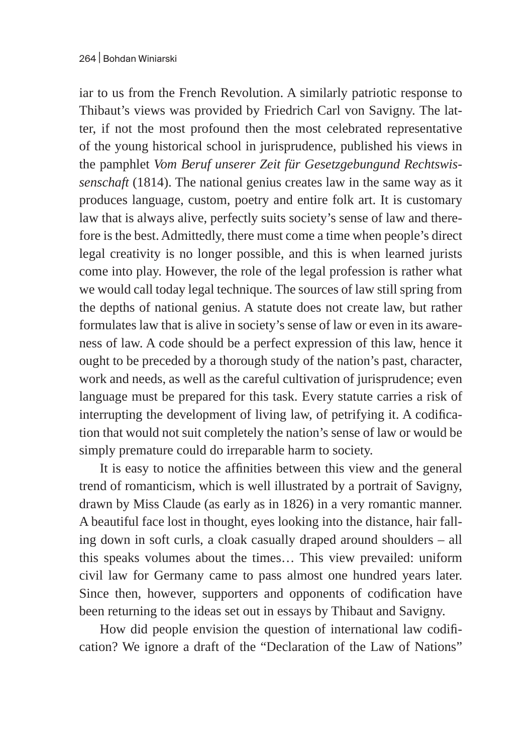iar to us from the French Revolution. A similarly patriotic response to Thibaut's views was provided by Friedrich Carl von Savigny. The latter, if not the most profound then the most celebrated representative of the young historical school in jurisprudence, published his views in the pamphlet *Vom Beruf unserer Zeit für Gesetzgebungund Rechtswissenschaft* (1814). The national genius creates law in the same way as it produces language, custom, poetry and entire folk art. It is customary law that is always alive, perfectly suits society's sense of law and therefore is the best. Admittedly, there must come a time when people's direct legal creativity is no longer possible, and this is when learned jurists come into play. However, the role of the legal profession is rather what we would call today legal technique. The sources of law still spring from the depths of national genius. A statute does not create law, but rather formulates law that is alive in society's sense of law or even in its awareness of law. A code should be a perfect expression of this law, hence it ought to be preceded by a thorough study of the nation's past, character, work and needs, as well as the careful cultivation of jurisprudence; even language must be prepared for this task. Every statute carries a risk of interrupting the development of living law, of petrifying it. A codification that would not suit completely the nation's sense of law or would be simply premature could do irreparable harm to society.

It is easy to notice the affinities between this view and the general trend of romanticism, which is well illustrated by a portrait of Savigny, drawn by Miss Claude (as early as in 1826) in a very romantic manner. A beautiful face lost in thought, eyes looking into the distance, hair falling down in soft curls, a cloak casually draped around shoulders – all this speaks volumes about the times… This view prevailed: uniform civil law for Germany came to pass almost one hundred years later. Since then, however, supporters and opponents of codification have been returning to the ideas set out in essays by Thibaut and Savigny.

How did people envision the question of international law codification? We ignore a draft of the "Declaration of the Law of Nations"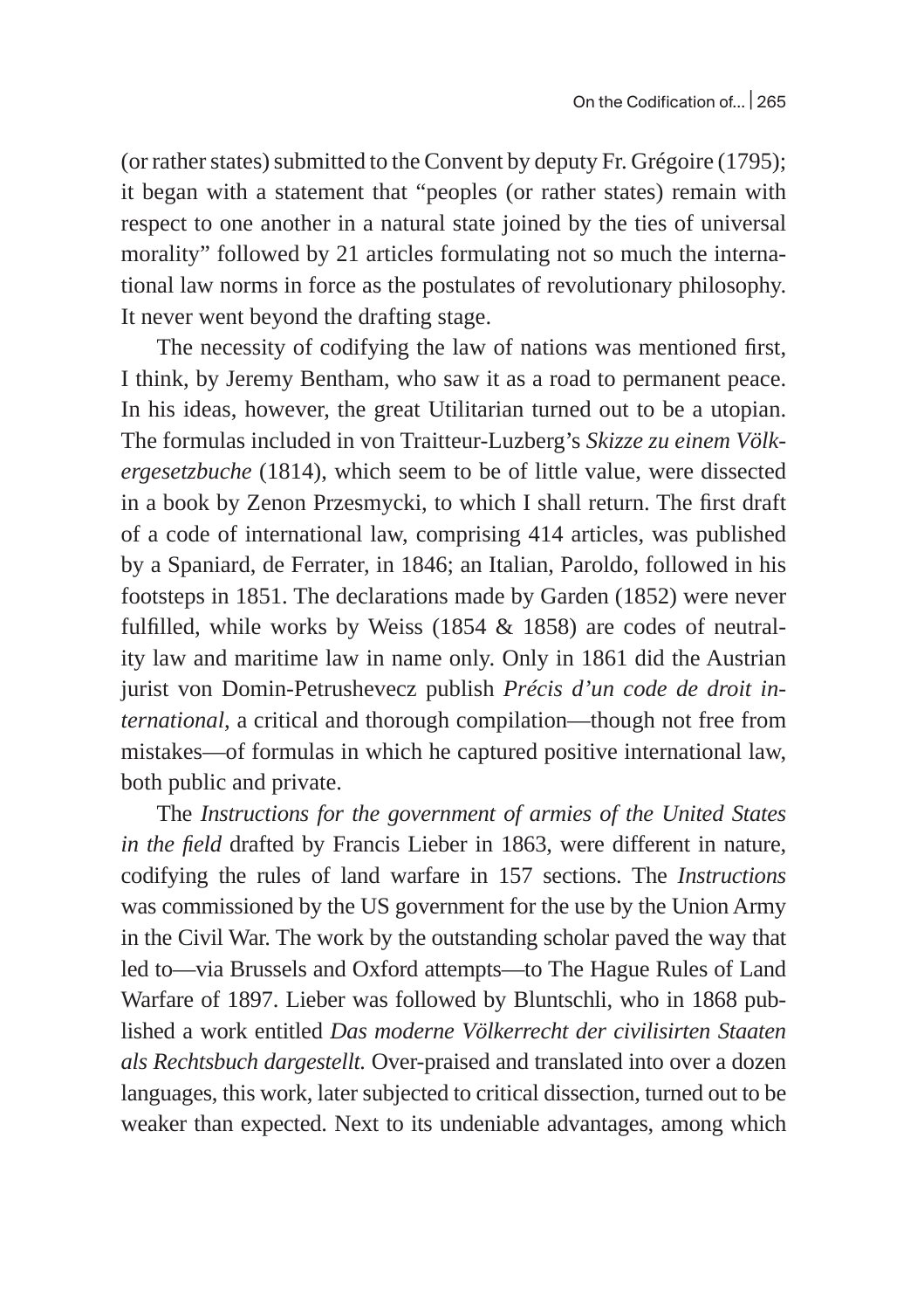(or rather states) submitted to the Convent by deputy Fr. Grégoire (1795); it began with a statement that "peoples (or rather states) remain with respect to one another in a natural state joined by the ties of universal morality" followed by 21 articles formulating not so much the international law norms in force as the postulates of revolutionary philosophy. It never went beyond the drafting stage.

The necessity of codifying the law of nations was mentioned first, I think, by Jeremy Bentham, who saw it as a road to permanent peace. In his ideas, however, the great Utilitarian turned out to be a utopian. The formulas included in von Traitteur-Luzberg's *Skizze zu einem Völkergesetzbuche* (1814), which seem to be of little value, were dissected in a book by Zenon Przesmycki, to which I shall return. The first draft of a code of international law, comprising 414 articles, was published by a Spaniard, de Ferrater, in 1846; an Italian, Paroldo, followed in his footsteps in 1851. The declarations made by Garden (1852) were never fulfilled, while works by Weiss (1854 & 1858) are codes of neutrality law and maritime law in name only. Only in 1861 did the Austrian jurist von Domin-Petrushevecz publish *Précis d'un code de droit international*, a critical and thorough compilation—though not free from mistakes—of formulas in which he captured positive international law, both public and private.

The *Instructions for the government of armies of the United States in the field* drafted by Francis Lieber in 1863, were different in nature, codifying the rules of land warfare in 157 sections. The *Instructions* was commissioned by the US government for the use by the Union Army in the Civil War. The work by the outstanding scholar paved the way that led to—via Brussels and Oxford attempts—to The Hague Rules of Land Warfare of 1897. Lieber was followed by Bluntschli, who in 1868 published a work entitled *Das moderne Völkerrecht der civilisirten Staaten als Rechtsbuch dargestellt.* Over-praised and translated into over a dozen languages, this work, later subjected to critical dissection, turned out to be weaker than expected. Next to its undeniable advantages, among which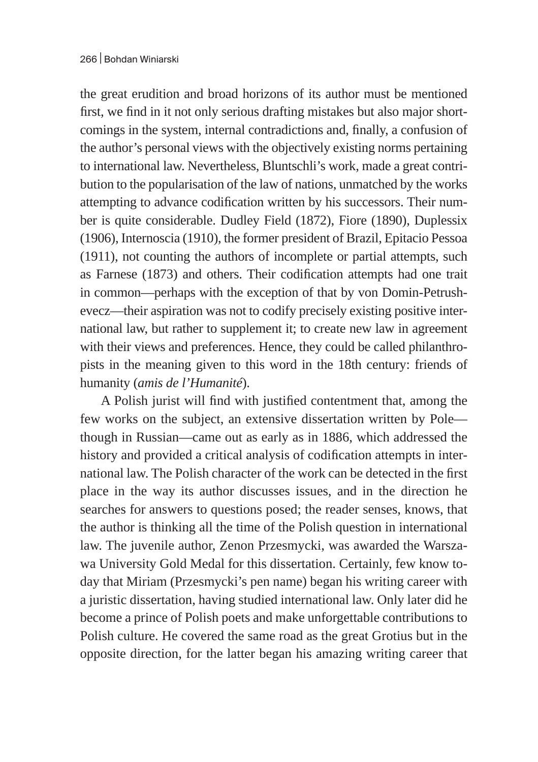the great erudition and broad horizons of its author must be mentioned first, we find in it not only serious drafting mistakes but also major shortcomings in the system, internal contradictions and, finally, a confusion of the author's personal views with the objectively existing norms pertaining to international law. Nevertheless, Bluntschli's work, made a great contribution to the popularisation of the law of nations, unmatched by the works attempting to advance codification written by his successors. Their number is quite considerable. Dudley Field (1872), Fiore (1890), Duplessix (1906), Internoscia (1910), the former president of Brazil, Epitacio Pessoa (1911), not counting the authors of incomplete or partial attempts, such as Farnese (1873) and others. Their codification attempts had one trait in common—perhaps with the exception of that by von Domin-Petrushevecz—their aspiration was not to codify precisely existing positive international law, but rather to supplement it; to create new law in agreement with their views and preferences. Hence, they could be called philanthropists in the meaning given to this word in the 18th century: friends of humanity (*amis de l'Humanité*).

A Polish jurist will find with justified contentment that, among the few works on the subject, an extensive dissertation written by Pole—though in Russian—came out as early as in 1886, which addressed the history and provided a critical analysis of codification attempts in international law. The Polish character of the work can be detected in the first place in the way its author discusses issues, and in the direction he searches for answers to questions posed; the reader senses, knows, that the author is thinking all the time of the Polish question in international law. The juvenile author, Zenon Przesmycki, was awarded the Warszawa University Gold Medal for this dissertation. Certainly, few know today that Miriam (Przesmycki's pen name) began his writing career with a juristic dissertation, having studied international law. Only later did he become a prince of Polish poets and make unforgettable contributions to Polish culture. He covered the same road as the great Grotius but in the opposite direction, for the latter began his amazing writing career that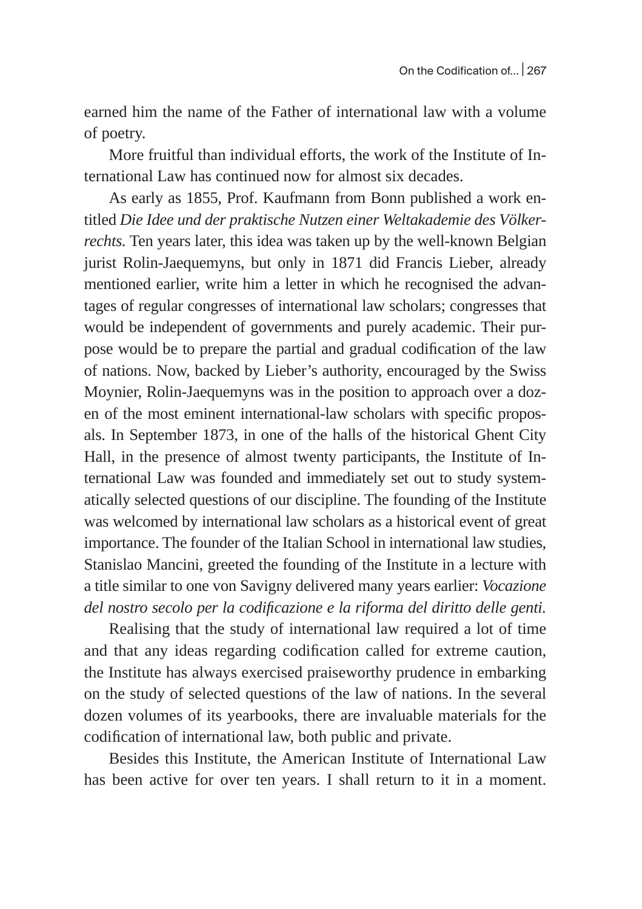earned him the name of the Father of international law with a volume of poetry.

More fruitful than individual efforts, the work of the Institute of International Law has continued now for almost six decades.

As early as 1855, Prof. Kaufmann from Bonn published a work entitled *Die Idee und der praktische Nutzen einer Weltakademie des Völkerrechts.* Ten years later, this idea was taken up by the well-known Belgian jurist Rolin-Jaequemyns, but only in 1871 did Francis Lieber, already mentioned earlier, write him a letter in which he recognised the advantages of regular congresses of international law scholars; congresses that would be independent of governments and purely academic. Their purpose would be to prepare the partial and gradual codification of the law of nations. Now, backed by Lieber's authority, encouraged by the Swiss Moynier, Rolin-Jaequemyns was in the position to approach over a dozen of the most eminent international-law scholars with specific proposals. In September 1873, in one of the halls of the historical Ghent City Hall, in the presence of almost twenty participants, the Institute of International Law was founded and immediately set out to study systematically selected questions of our discipline. The founding of the Institute was welcomed by international law scholars as a historical event of great importance. The founder of the Italian School in international law studies, Stanislao Mancini, greeted the founding of the Institute in a lecture with a title similar to one von Savigny delivered many years earlier: *Vocazione del nostro secolo per la codificazione e la riforma del diritto delle genti.*

Realising that the study of international law required a lot of time and that any ideas regarding codification called for extreme caution, the Institute has always exercised praiseworthy prudence in embarking on the study of selected questions of the law of nations. In the several dozen volumes of its yearbooks, there are invaluable materials for the codification of international law, both public and private.

Besides this Institute, the American Institute of International Law has been active for over ten years. I shall return to it in a moment.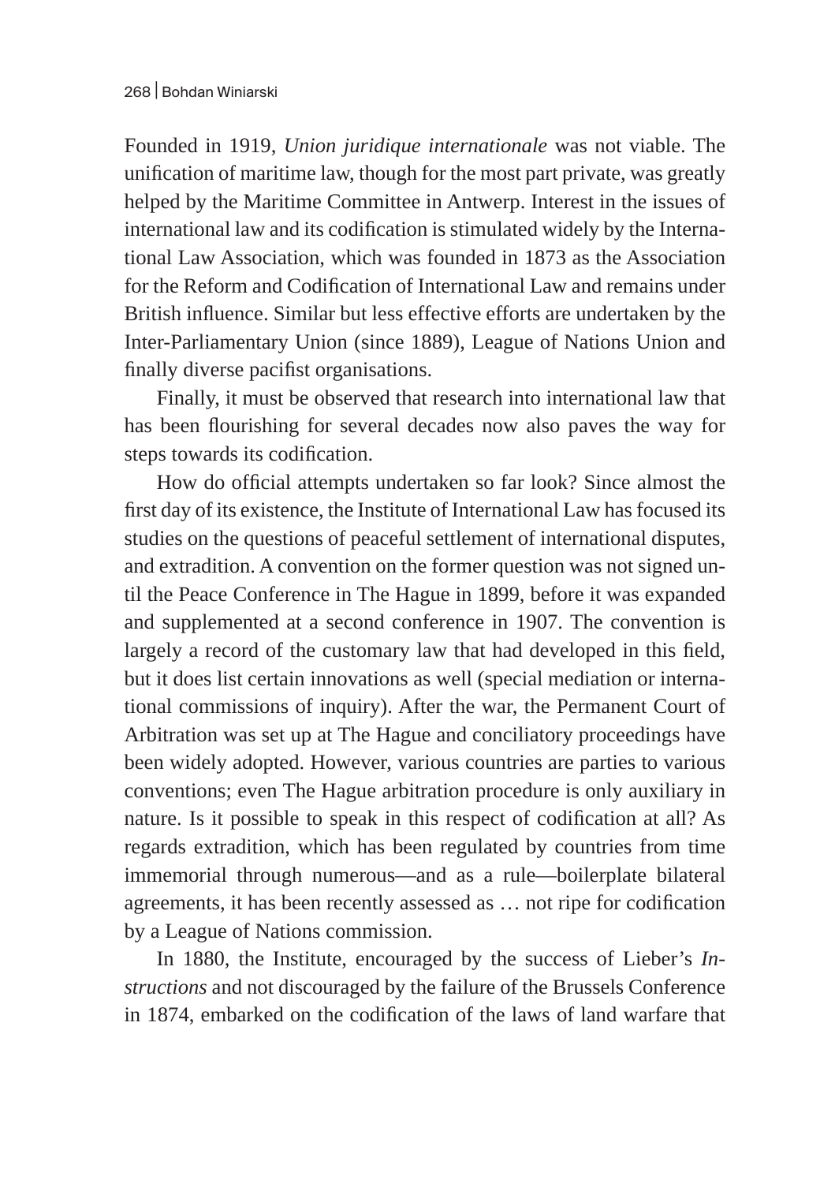Founded in 1919, *Union juridique internationale* was not viable. The unification of maritime law, though for the most part private, was greatly helped by the Maritime Committee in Antwerp. Interest in the issues of international law and its codification is stimulated widely by the International Law Association, which was founded in 1873 as the Association for the Reform and Codification of International Law and remains under British influence. Similar but less effective efforts are undertaken by the Inter-Parliamentary Union (since 1889), League of Nations Union and finally diverse pacifist organisations.

Finally, it must be observed that research into international law that has been flourishing for several decades now also paves the way for steps towards its codification.

How do official attempts undertaken so far look? Since almost the first day of its existence, the Institute of International Law has focused its studies on the questions of peaceful settlement of international disputes, and extradition. A convention on the former question was not signed until the Peace Conference in The Hague in 1899, before it was expanded and supplemented at a second conference in 1907. The convention is largely a record of the customary law that had developed in this field, but it does list certain innovations as well (special mediation or international commissions of inquiry). After the war, the Permanent Court of Arbitration was set up at The Hague and conciliatory proceedings have been widely adopted. However, various countries are parties to various conventions; even The Hague arbitration procedure is only auxiliary in nature. Is it possible to speak in this respect of codification at all? As regards extradition, which has been regulated by countries from time immemorial through numerous—and as a rule—boilerplate bilateral agreements, it has been recently assessed as … not ripe for codification by a League of Nations commission.

In 1880, the Institute, encouraged by the success of Lieber's *Instructions* and not discouraged by the failure of the Brussels Conference in 1874, embarked on the codification of the laws of land warfare that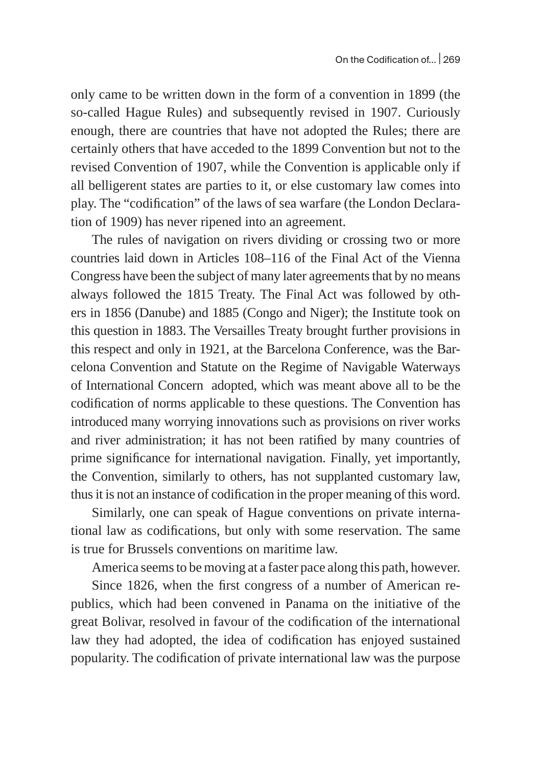only came to be written down in the form of a convention in 1899 (the so-called Hague Rules) and subsequently revised in 1907. Curiously enough, there are countries that have not adopted the Rules; there are certainly others that have acceded to the 1899 Convention but not to the revised Convention of 1907, while the Convention is applicable only if all belligerent states are parties to it, or else customary law comes into play. The "codification" of the laws of sea warfare (the London Declaration of 1909) has never ripened into an agreement.

The rules of navigation on rivers dividing or crossing two or more countries laid down in Articles 108–116 of the Final Act of the Vienna Congress have been the subject of many later agreements that by no means always followed the 1815 Treaty. The Final Act was followed by others in 1856 (Danube) and 1885 (Congo and Niger); the Institute took on this question in 1883. The Versailles Treaty brought further provisions in this respect and only in 1921, at the Barcelona Conference, was the Barcelona Convention and Statute on the Regime of Navigable Waterways of International Concern adopted, which was meant above all to be the codification of norms applicable to these questions. The Convention has introduced many worrying innovations such as provisions on river works and river administration; it has not been ratified by many countries of prime significance for international navigation. Finally, yet importantly, the Convention, similarly to others, has not supplanted customary law, thus it is not an instance of codification in the proper meaning of this word.

Similarly, one can speak of Hague conventions on private international law as codifications, but only with some reservation. The same is true for Brussels conventions on maritime law.

America seems to be moving at a faster pace along this path, however.

Since 1826, when the first congress of a number of American republics, which had been convened in Panama on the initiative of the great Bolivar, resolved in favour of the codification of the international law they had adopted, the idea of codification has enjoyed sustained popularity. The codification of private international law was the purpose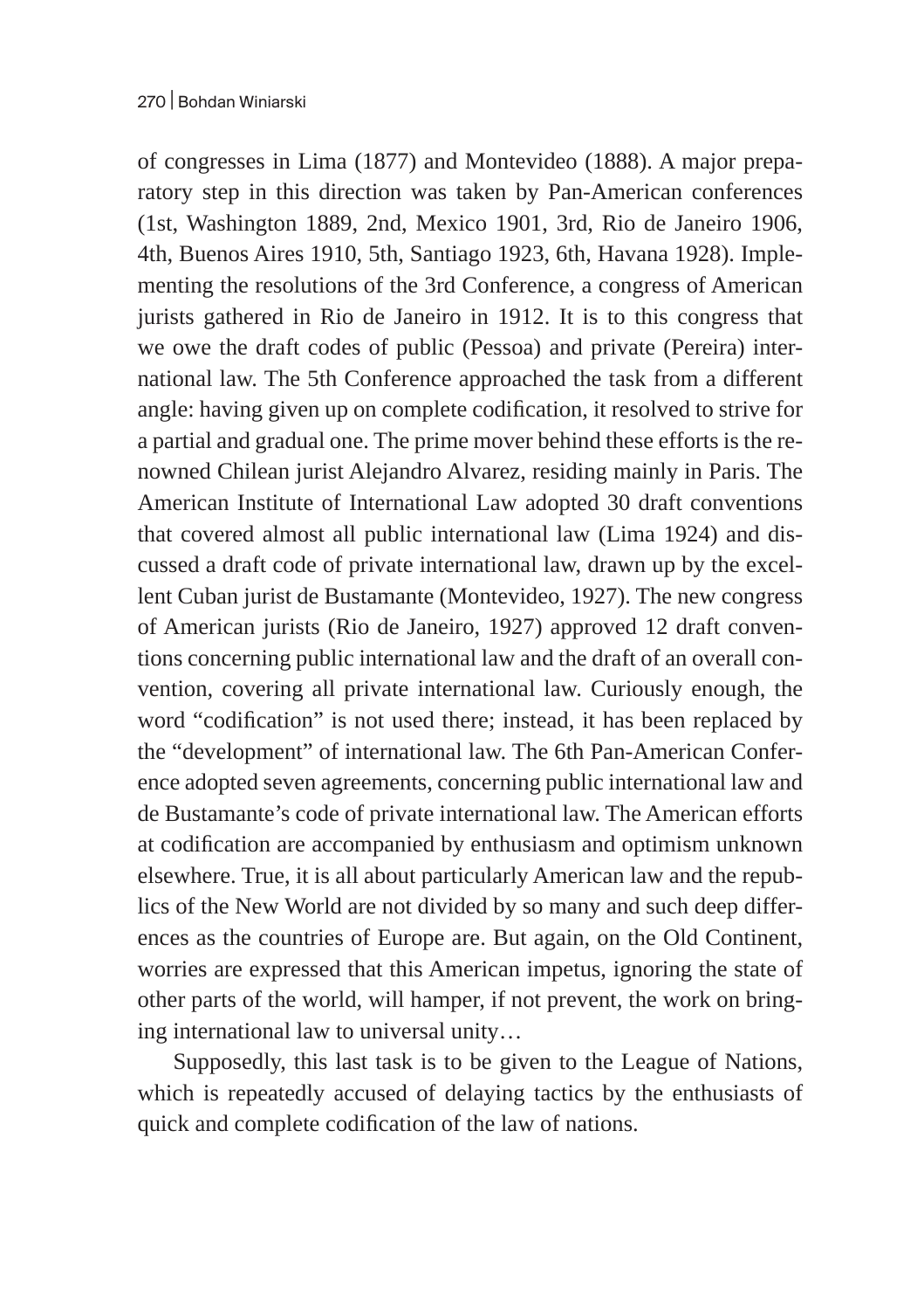of congresses in Lima (1877) and Montevideo (1888). A major preparatory step in this direction was taken by Pan-American conferences (1st, Washington 1889, 2nd, Mexico 1901, 3rd, Rio de Janeiro 1906, 4th, Buenos Aires 1910, 5th, Santiago 1923, 6th, Havana 1928). Implementing the resolutions of the 3rd Conference, a congress of American jurists gathered in Rio de Janeiro in 1912. It is to this congress that we owe the draft codes of public (Pessoa) and private (Pereira) international law. The 5th Conference approached the task from a different angle: having given up on complete codification, it resolved to strive for a partial and gradual one. The prime mover behind these efforts is the renowned Chilean jurist Alejandro Alvarez, residing mainly in Paris. The American Institute of International Law adopted 30 draft conventions that covered almost all public international law (Lima 1924) and discussed a draft code of private international law, drawn up by the excellent Cuban jurist de Bustamante (Montevideo, 1927). The new congress of American jurists (Rio de Janeiro, 1927) approved 12 draft conventions concerning public international law and the draft of an overall convention, covering all private international law. Curiously enough, the word "codification" is not used there; instead, it has been replaced by the "development" of international law. The 6th Pan-American Conference adopted seven agreements, concerning public international law and de Bustamante's code of private international law. The American efforts at codification are accompanied by enthusiasm and optimism unknown elsewhere. True, it is all about particularly American law and the republics of the New World are not divided by so many and such deep differences as the countries of Europe are. But again, on the Old Continent, worries are expressed that this American impetus, ignoring the state of other parts of the world, will hamper, if not prevent, the work on bringing international law to universal unity…

Supposedly, this last task is to be given to the League of Nations, which is repeatedly accused of delaying tactics by the enthusiasts of quick and complete codification of the law of nations.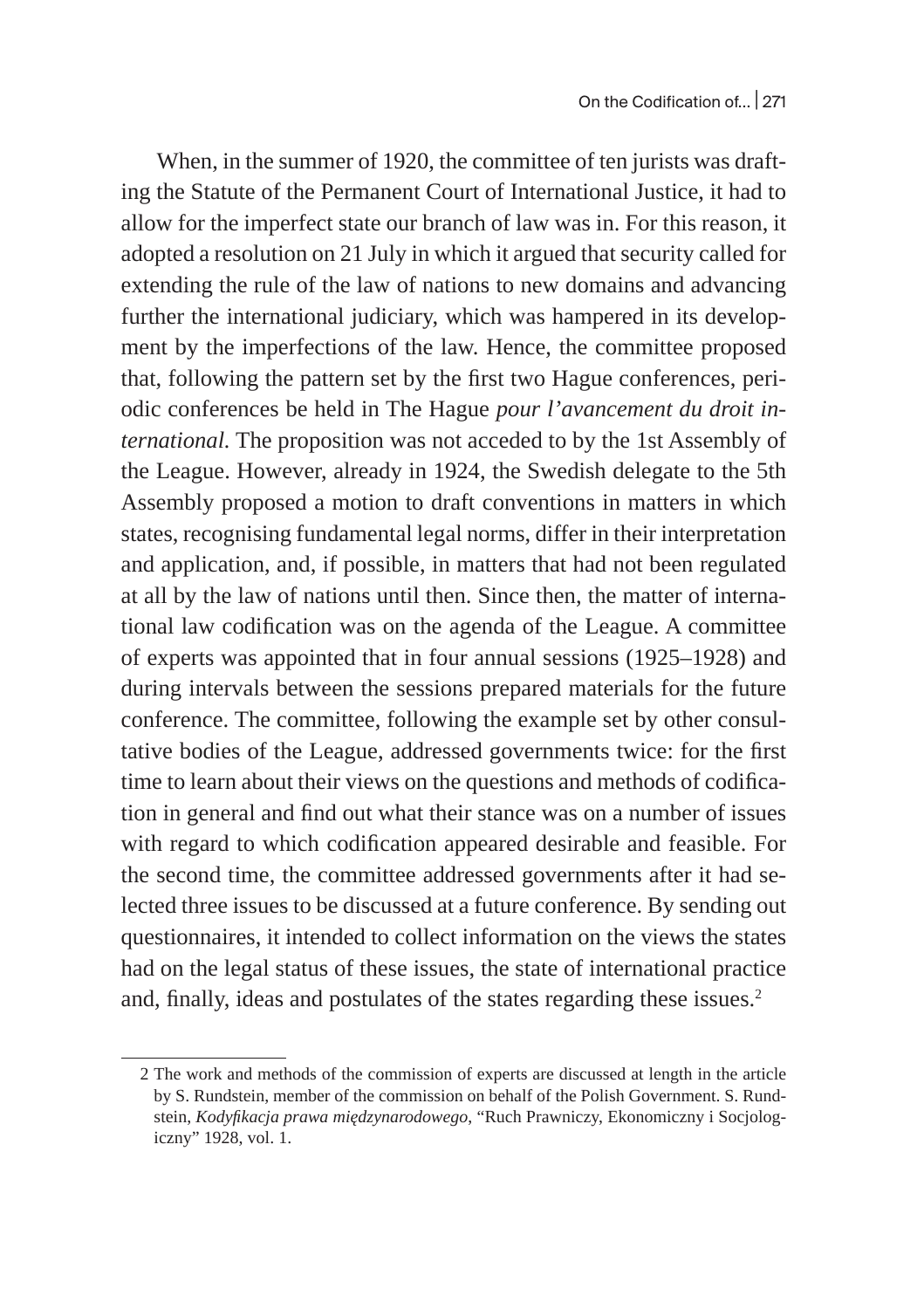When, in the summer of 1920, the committee of ten jurists was drafting the Statute of the Permanent Court of International Justice, it had to allow for the imperfect state our branch of law was in. For this reason, it adopted a resolution on 21 July in which it argued that security called for extending the rule of the law of nations to new domains and advancing further the international judiciary, which was hampered in its development by the imperfections of the law. Hence, the committee proposed that, following the pattern set by the first two Hague conferences, periodic conferences be held in The Hague *pour l'avancement du droit international.* The proposition was not acceded to by the 1st Assembly of the League. However, already in 1924, the Swedish delegate to the 5th Assembly proposed a motion to draft conventions in matters in which states, recognising fundamental legal norms, differ in their interpretation and application, and, if possible, in matters that had not been regulated at all by the law of nations until then. Since then, the matter of international law codification was on the agenda of the League. A committee of experts was appointed that in four annual sessions (1925–1928) and during intervals between the sessions prepared materials for the future conference. The committee, following the example set by other consultative bodies of the League, addressed governments twice: for the first time to learn about their views on the questions and methods of codification in general and find out what their stance was on a number of issues with regard to which codification appeared desirable and feasible. For the second time, the committee addressed governments after it had selected three issues to be discussed at a future conference. By sending out questionnaires, it intended to collect information on the views the states had on the legal status of these issues, the state of international practice and, finally, ideas and postulates of the states regarding these issues.[2]

2 The work and methods of the commission of experts are discussed at length in the article by S. Rundstein, member of the commission on behalf of the Polish Government. S. Rundstein, *Kodyfikacja prawa międzynarodowego*, "Ruch Prawniczy, Ekonomiczny i Socjologiczny" 1928, vol. 1.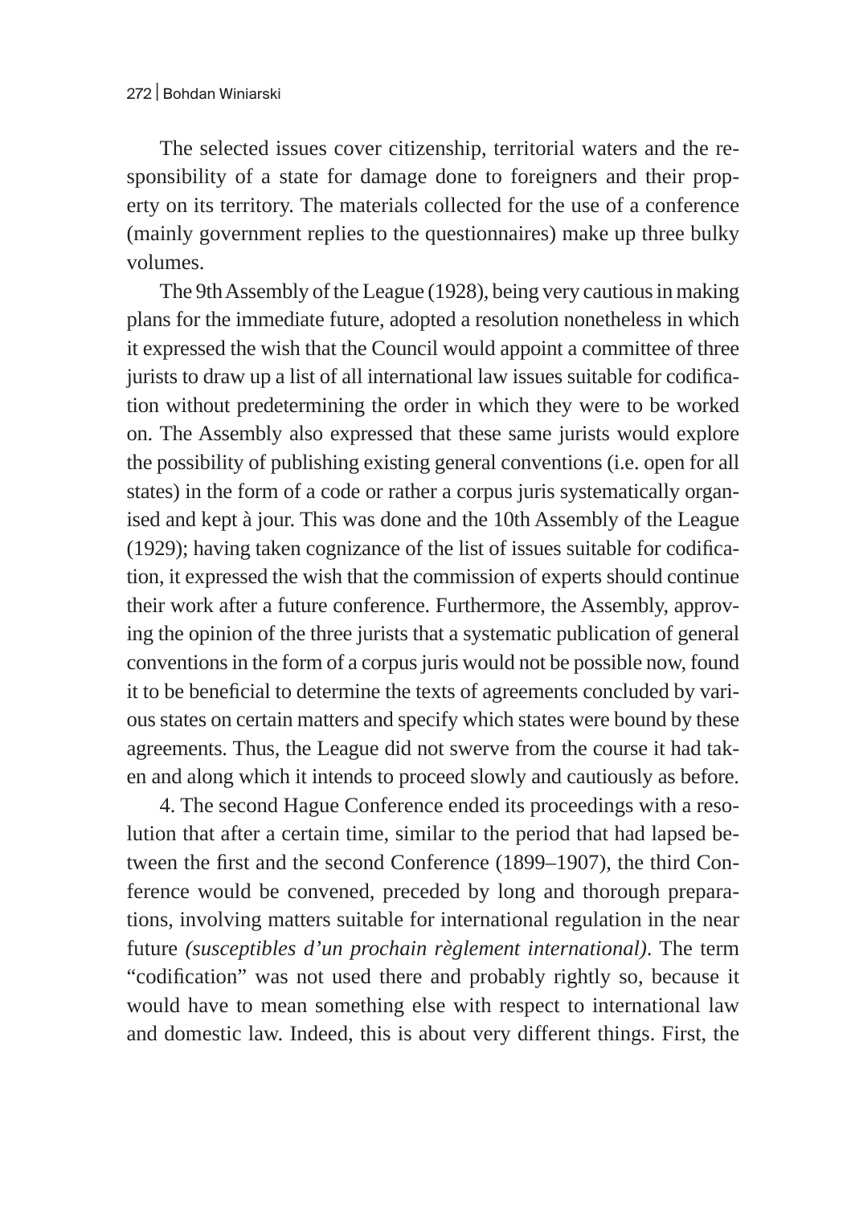The selected issues cover citizenship, territorial waters and the responsibility of a state for damage done to foreigners and their property on its territory. The materials collected for the use of a conference (mainly government replies to the questionnaires) make up three bulky volumes.

The 9th Assembly of the League (1928), being very cautious in making plans for the immediate future, adopted a resolution nonetheless in which it expressed the wish that the Council would appoint a committee of three jurists to draw up a list of all international law issues suitable for codification without predetermining the order in which they were to be worked on. The Assembly also expressed that these same jurists would explore the possibility of publishing existing general conventions (i.e. open for all states) in the form of a code or rather a corpus juris systematically organised and kept à jour. This was done and the 10th Assembly of the League (1929); having taken cognizance of the list of issues suitable for codification, it expressed the wish that the commission of experts should continue their work after a future conference. Furthermore, the Assembly, approving the opinion of the three jurists that a systematic publication of general conventions in the form of a corpus juris would not be possible now, found it to be beneficial to determine the texts of agreements concluded by various states on certain matters and specify which states were bound by these agreements. Thus, the League did not swerve from the course it had taken and along which it intends to proceed slowly and cautiously as before.

4. The second Hague Conference ended its proceedings with a resolution that after a certain time, similar to the period that had lapsed between the first and the second Conference (1899–1907), the third Conference would be convened, preceded by long and thorough preparations, involving matters suitable for international regulation in the near future *(susceptibles d'un prochain règlement international)*. The term "codification" was not used there and probably rightly so, because it would have to mean something else with respect to international law and domestic law. Indeed, this is about very different things. First, the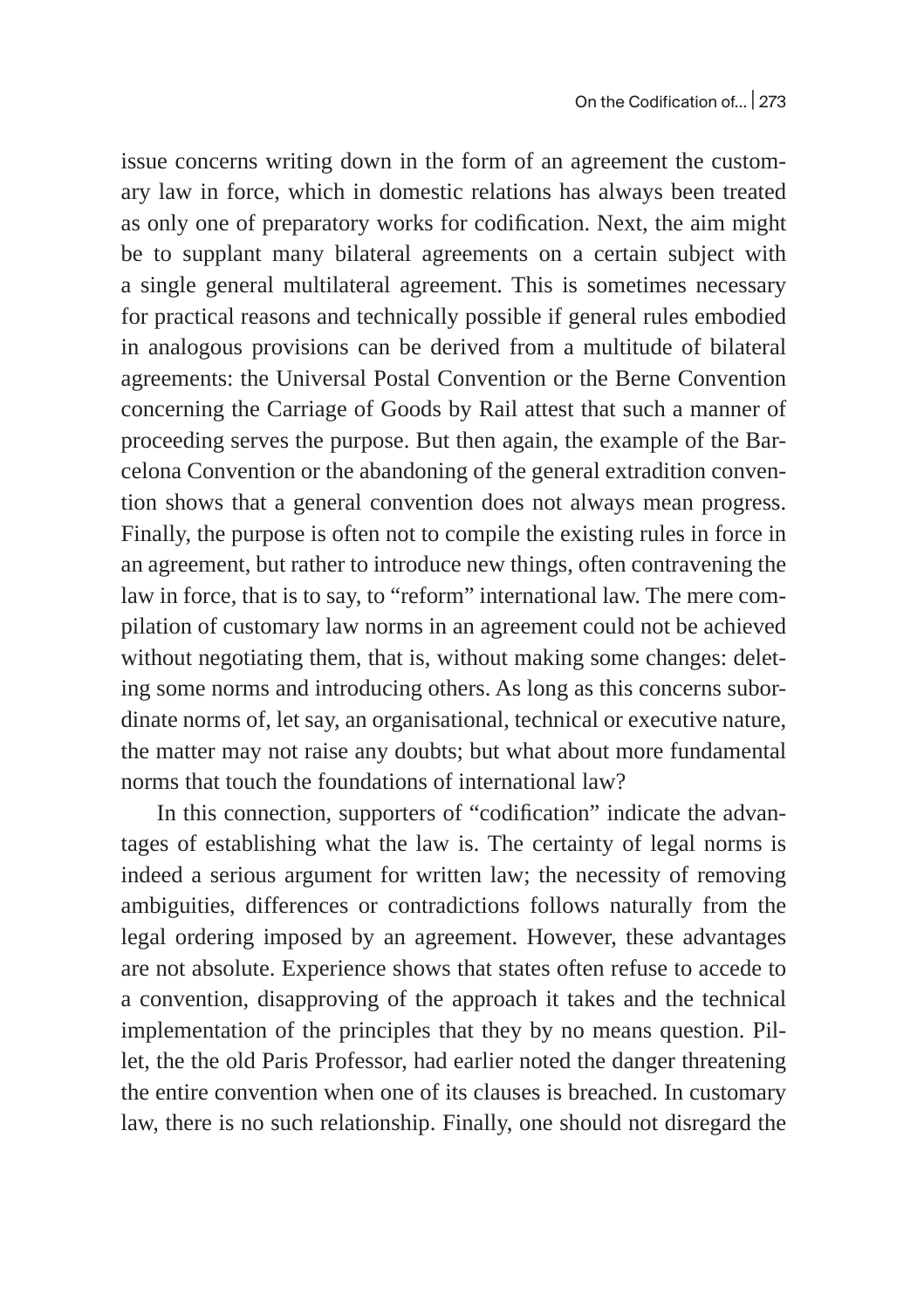issue concerns writing down in the form of an agreement the customary law in force, which in domestic relations has always been treated as only one of preparatory works for codification. Next, the aim might be to supplant many bilateral agreements on a certain subject with a single general multilateral agreement. This is sometimes necessary for practical reasons and technically possible if general rules embodied in analogous provisions can be derived from a multitude of bilateral agreements: the Universal Postal Convention or the Berne Convention concerning the Carriage of Goods by Rail attest that such a manner of proceeding serves the purpose. But then again, the example of the Barcelona Convention or the abandoning of the general extradition convention shows that a general convention does not always mean progress. Finally, the purpose is often not to compile the existing rules in force in an agreement, but rather to introduce new things, often contravening the law in force, that is to say, to "reform" international law. The mere compilation of customary law norms in an agreement could not be achieved without negotiating them, that is, without making some changes: deleting some norms and introducing others. As long as this concerns subordinate norms of, let say, an organisational, technical or executive nature, the matter may not raise any doubts; but what about more fundamental norms that touch the foundations of international law?

In this connection, supporters of "codification" indicate the advantages of establishing what the law is. The certainty of legal norms is indeed a serious argument for written law; the necessity of removing ambiguities, differences or contradictions follows naturally from the legal ordering imposed by an agreement. However, these advantages are not absolute. Experience shows that states often refuse to accede to a convention, disapproving of the approach it takes and the technical implementation of the principles that they by no means question. Pillet, the the old Paris Professor, had earlier noted the danger threatening the entire convention when one of its clauses is breached. In customary law, there is no such relationship. Finally, one should not disregard the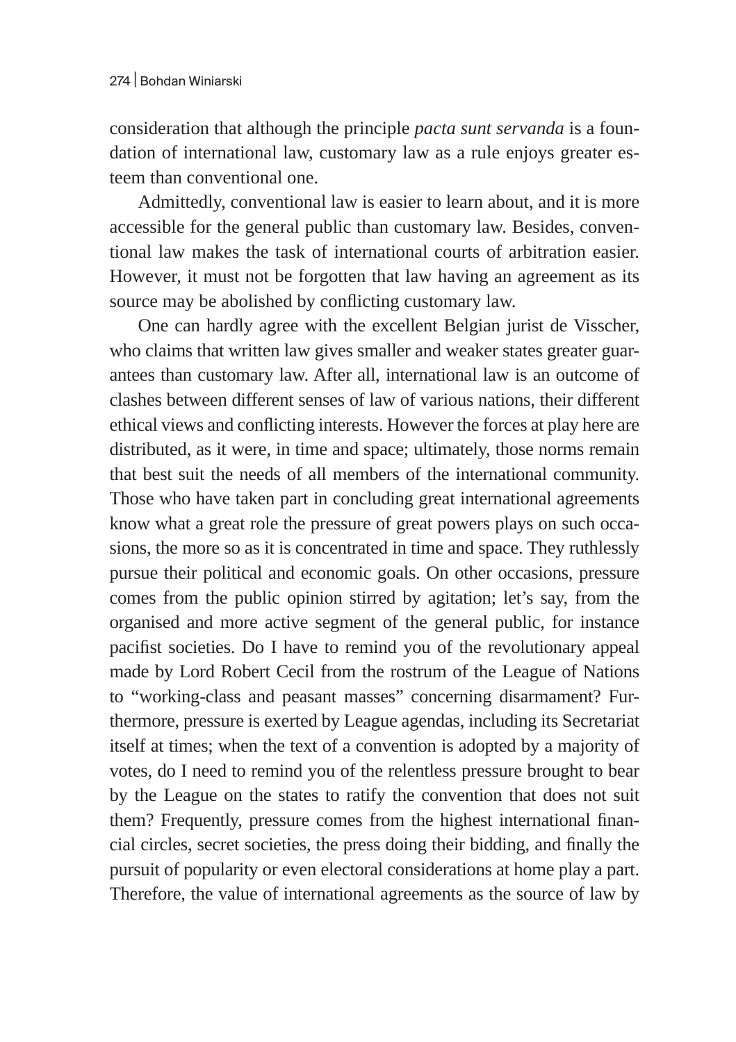consideration that although the principle *pacta sunt servanda* is a foundation of international law, customary law as a rule enjoys greater esteem than conventional one.

Admittedly, conventional law is easier to learn about, and it is more accessible for the general public than customary law. Besides, conventional law makes the task of international courts of arbitration easier. However, it must not be forgotten that law having an agreement as its source may be abolished by conflicting customary law.

One can hardly agree with the excellent Belgian jurist de Visscher, who claims that written law gives smaller and weaker states greater guarantees than customary law. After all, international law is an outcome of clashes between different senses of law of various nations, their different ethical views and conflicting interests. However the forces at play here are distributed, as it were, in time and space; ultimately, those norms remain that best suit the needs of all members of the international community. Those who have taken part in concluding great international agreements know what a great role the pressure of great powers plays on such occasions, the more so as it is concentrated in time and space. They ruthlessly pursue their political and economic goals. On other occasions, pressure comes from the public opinion stirred by agitation; let's say, from the organised and more active segment of the general public, for instance pacifist societies. Do I have to remind you of the revolutionary appeal made by Lord Robert Cecil from the rostrum of the League of Nations to "working-class and peasant masses" concerning disarmament? Furthermore, pressure is exerted by League agendas, including its Secretariat itself at times; when the text of a convention is adopted by a majority of votes, do I need to remind you of the relentless pressure brought to bear by the League on the states to ratify the convention that does not suit them? Frequently, pressure comes from the highest international financial circles, secret societies, the press doing their bidding, and finally the pursuit of popularity or even electoral considerations at home play a part. Therefore, the value of international agreements as the source of law by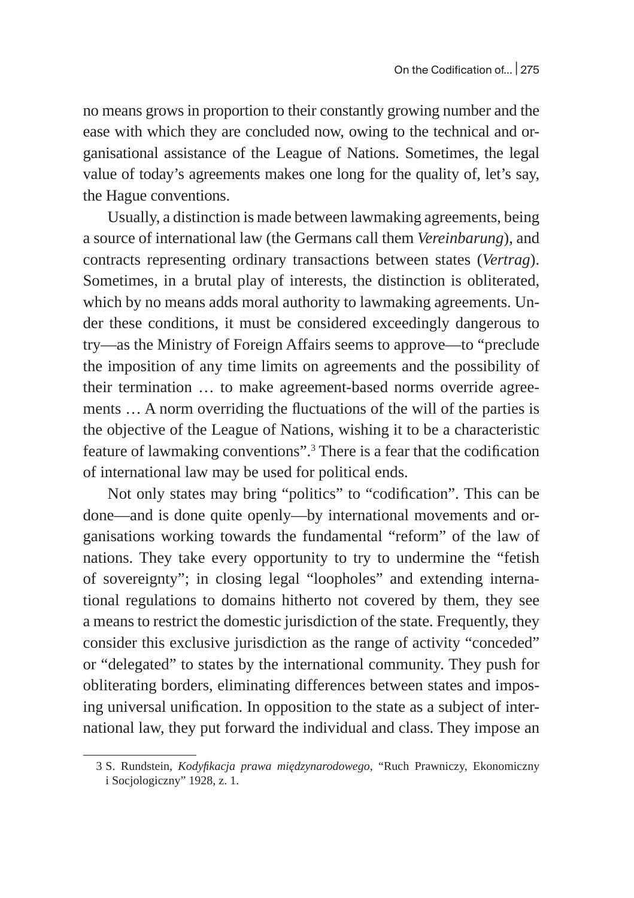no means grows in proportion to their constantly growing number and the ease with which they are concluded now, owing to the technical and organisational assistance of the League of Nations. Sometimes, the legal value of today's agreements makes one long for the quality of, let's say, the Hague conventions.

Usually, a distinction is made between lawmaking agreements, being a source of international law (the Germans call them *Vereinbarung*), and contracts representing ordinary transactions between states (*Vertrag*). Sometimes, in a brutal play of interests, the distinction is obliterated, which by no means adds moral authority to lawmaking agreements. Under these conditions, it must be considered exceedingly dangerous to try—as the Ministry of Foreign Affairs seems to approve—to "preclude the imposition of any time limits on agreements and the possibility of their termination … to make agreement-based norms override agreements … A norm overriding the fluctuations of the will of the parties is the objective of the League of Nations, wishing it to be a characteristic feature of lawmaking conventions".[3] There is a fear that the codification of international law may be used for political ends.

Not only states may bring "politics" to "codification". This can be done—and is done quite openly—by international movements and organisations working towards the fundamental "reform" of the law of nations. They take every opportunity to try to undermine the "fetish of sovereignty"; in closing legal "loopholes" and extending international regulations to domains hitherto not covered by them, they see a means to restrict the domestic jurisdiction of the state. Frequently, they consider this exclusive jurisdiction as the range of activity "conceded" or "delegated" to states by the international community. They push for obliterating borders, eliminating differences between states and imposing universal unification. In opposition to the state as a subject of international law, they put forward the individual and class. They impose an

---

3 S. Rundstein, *Kodyfikacja prawa międzynarodowego*, "Ruch Prawniczy, Ekonomiczny i Socjologiczny" 1928, z. 1.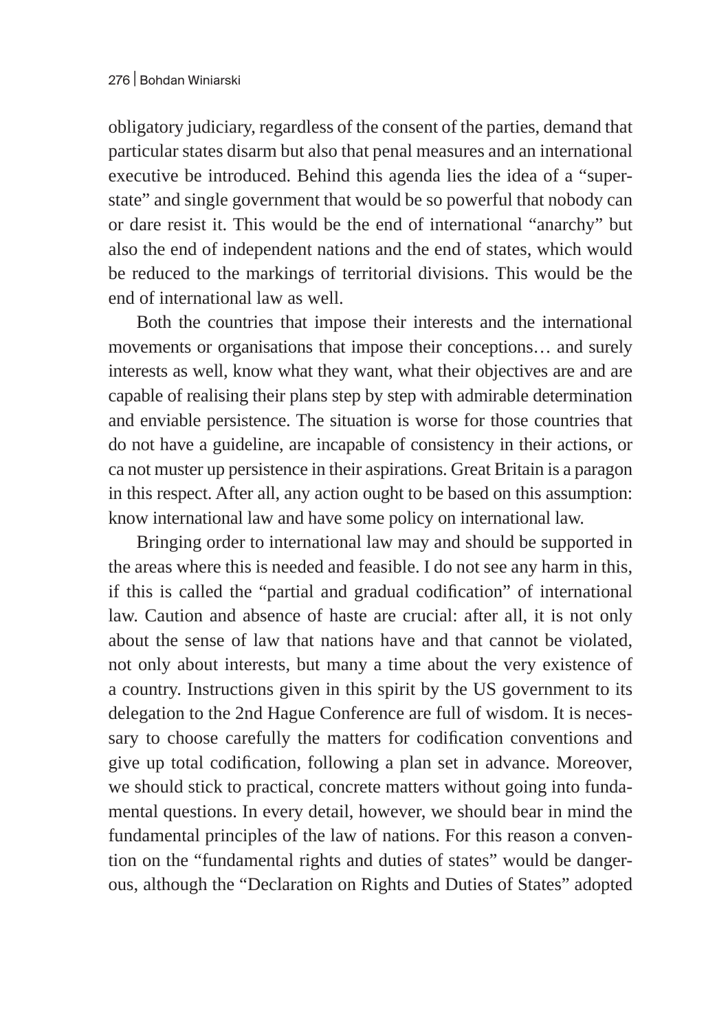obligatory judiciary, regardless of the consent of the parties, demand that particular states disarm but also that penal measures and an international executive be introduced. Behind this agenda lies the idea of a "super-state" and single government that would be so powerful that nobody can or dare resist it. This would be the end of international "anarchy" but also the end of independent nations and the end of states, which would be reduced to the markings of territorial divisions. This would be the end of international law as well.

Both the countries that impose their interests and the international movements or organisations that impose their conceptions… and surely interests as well, know what they want, what their objectives are and are capable of realising their plans step by step with admirable determination and enviable persistence. The situation is worse for those countries that do not have a guideline, are incapable of consistency in their actions, or ca not muster up persistence in their aspirations. Great Britain is a paragon in this respect. After all, any action ought to be based on this assumption: know international law and have some policy on international law.

Bringing order to international law may and should be supported in the areas where this is needed and feasible. I do not see any harm in this, if this is called the "partial and gradual codification" of international law. Caution and absence of haste are crucial: after all, it is not only about the sense of law that nations have and that cannot be violated, not only about interests, but many a time about the very existence of a country. Instructions given in this spirit by the US government to its delegation to the 2nd Hague Conference are full of wisdom. It is necessary to choose carefully the matters for codification conventions and give up total codification, following a plan set in advance. Moreover, we should stick to practical, concrete matters without going into fundamental questions. In every detail, however, we should bear in mind the fundamental principles of the law of nations. For this reason a convention on the "fundamental rights and duties of states" would be dangerous, although the "Declaration on Rights and Duties of States" adopted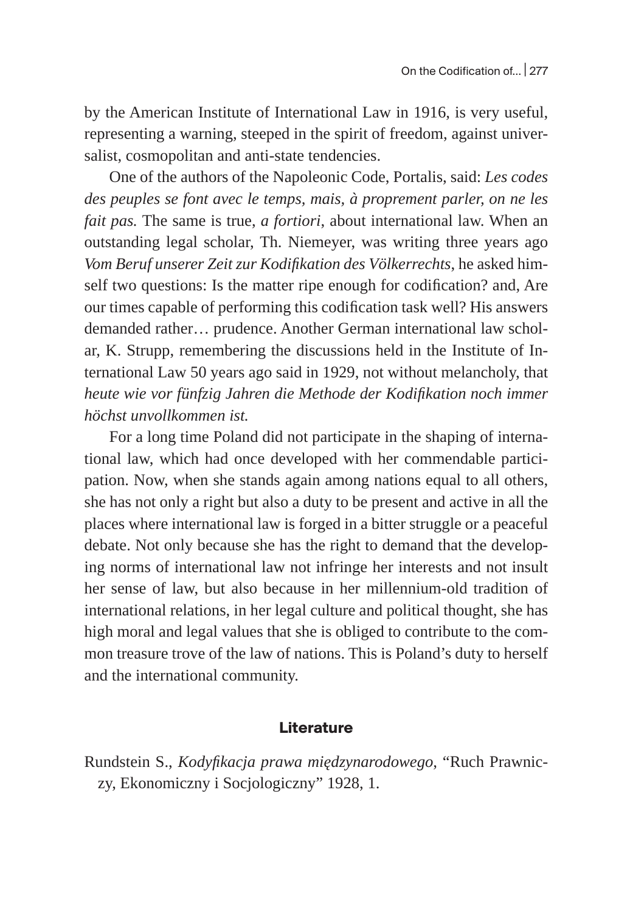by the American Institute of International Law in 1916, is very useful, representing a warning, steeped in the spirit of freedom, against universalist, cosmopolitan and anti-state tendencies.

One of the authors of the Napoleonic Code, Portalis, said: *Les codes des peuples se font avec le temps, mais, à proprement parler, on ne les fait pas.* The same is true, *a fortiori*, about international law. When an outstanding legal scholar, Th. Niemeyer, was writing three years ago *Vom Beruf unserer Zeit zur Kodifikation des Völkerrechts*, he asked himself two questions: Is the matter ripe enough for codification? and, Are our times capable of performing this codification task well? His answers demanded rather… prudence. Another German international law scholar, K. Strupp, remembering the discussions held in the Institute of International Law 50 years ago said in 1929, not without melancholy, that *heute wie vor fünfzig Jahren die Methode der Kodifikation noch immer höchst unvollkommen ist.*

For a long time Poland did not participate in the shaping of international law, which had once developed with her commendable participation. Now, when she stands again among nations equal to all others, she has not only a right but also a duty to be present and active in all the places where international law is forged in a bitter struggle or a peaceful debate. Not only because she has the right to demand that the developing norms of international law not infringe her interests and not insult her sense of law, but also because in her millennium-old tradition of international relations, in her legal culture and political thought, she has high moral and legal values that she is obliged to contribute to the common treasure trove of the law of nations. This is Poland's duty to herself and the international community.

## Literature

Rundstein S., *Kodyfikacja prawa międzynarodowego*, "Ruch Prawniczy, Ekonomiczny i Socjologiczny" 1928, 1.